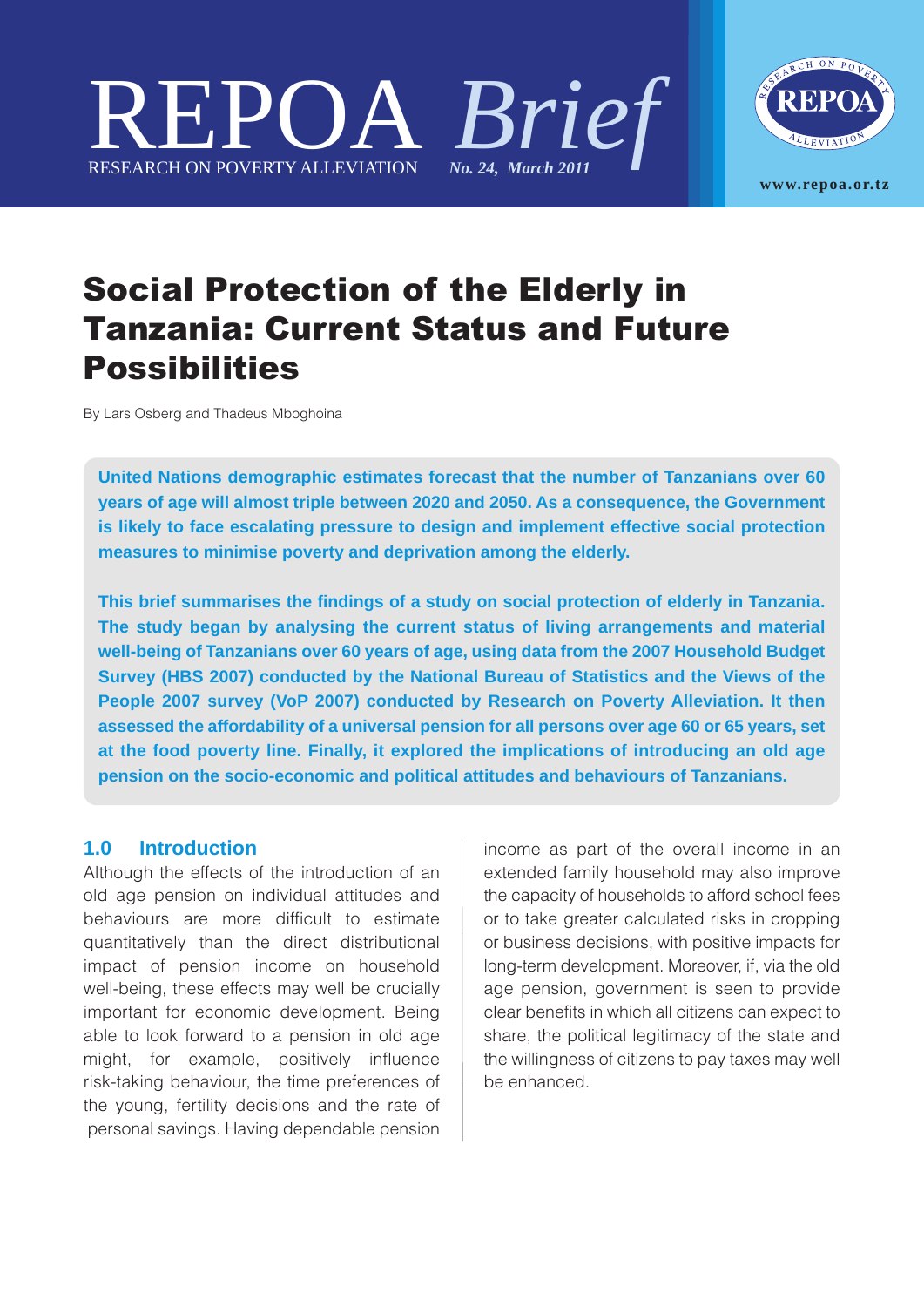# REPOA *Brief*

RESEARCH ON POVERTY ALLEVIATION *No. 24, March 2011*

www.repoa.or.tz

# Social Protection of the Elderly in Tanzania: Current Status and Future Possibilities

By Lars Osberg and Thadeus Mboghoina

**United Nations demographic estimates forecast that the number of Tanzanians over 60 years of age will almost triple between 2020 and 2050. As a consequence, the Government is likely to face escalating pressure to design and implement effective social protection measures to minimise poverty and deprivation among the elderly.**

**This brief summarises the findings of a study on social protection of elderly in Tanzania. The study began by analysing the current status of living arrangements and material well-being of Tanzanians over 60 years of age, using data from the 2007 Household Budget Survey (HBS 2007) conducted by the National Bureau of Statistics and the Views of the People 2007 survey (VoP 2007) conducted by Research on Poverty Alleviation. It then assessed the affordability of a universal pension for all persons over age 60 or 65 years, set at the food poverty line. Finally, it explored the implications of introducing an old age pension on the socio-economic and political attitudes and behaviours of Tanzanians.**

## 1.0 Introduction

Although the effects of the introduction of an old age pension on individual attitudes and behaviours are more difficult to estimate quantitatively than the direct distributional impact of pension income on household well-being, these effects may well be crucially important for economic development. Being able to look forward to a pension in old age might, for example, positively influence risk-taking behaviour, the time preferences of the young, fertility decisions and the rate of personal savings. Having dependable pension income as part of the overall income in an extended family household may also improve the capacity of households to afford school fees or to take greater calculated risks in cropping or business decisions, with positive impacts for long-term development. Moreover, if, via the old age pension, government is seen to provide clear benefits in which all citizens can expect to share, the political legitimacy of the state and the willingness of citizens to pay taxes may well be enhanced.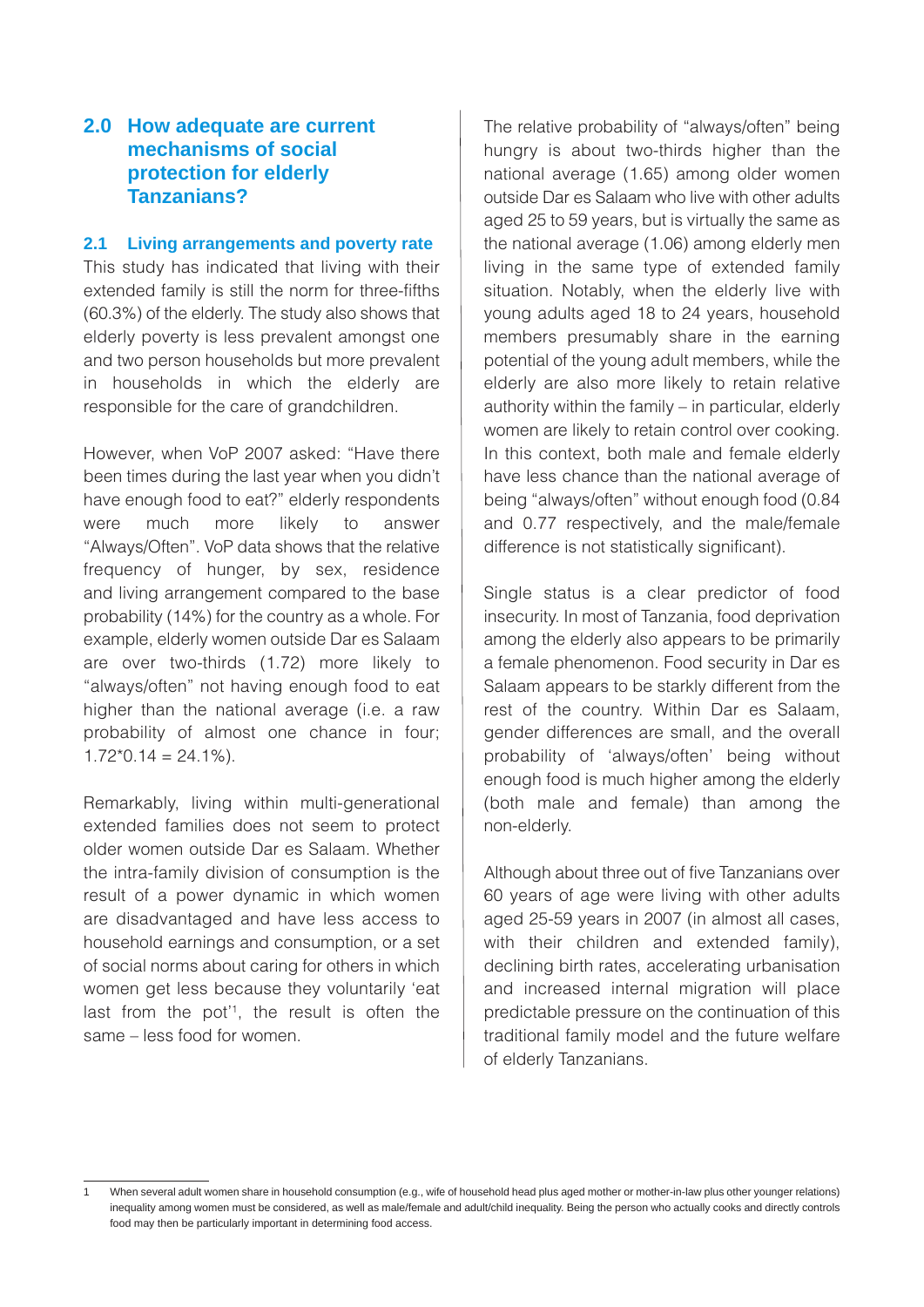## 2.0 How adequate are current mechanisms of social protection for elderly Tanzanians?

### 2.1 Living arrangements and poverty rate

This study has indicated that living with their extended family is still the norm for three-fifths (60.3%) of the elderly. The study also shows that elderly poverty is less prevalent amongst one and two person households but more prevalent in households in which the elderly are responsible for the care of grandchildren.

However, when VoP 2007 asked: "Have there been times during the last year when you didn't have enough food to eat?" elderly respondents were much more likely to answer "Always/Often". VoP data shows that the relative frequency of hunger, by sex, residence and living arrangement compared to the base probability (14%) for the country as a whole. For example, elderly women outside Dar es Salaam are over two-thirds (1.72) more likely to "always/often" not having enough food to eat higher than the national average (i.e. a raw probability of almost one chance in four; 1.72*0.14 = 24.1%).

Remarkably, living within multi-generational extended families does not seem to protect older women outside Dar es Salaam. Whether the intra-family division of consumption is the result of a power dynamic in which women are disadvantaged and have less access to household earnings and consumption, or a set of social norms about caring for others in which women get less because they voluntarily 'eat last from the pot'[1], the result is often the same – less food for women.

The relative probability of "always/often" being hungry is about two-thirds higher than the national average (1.65) among older women outside Dar es Salaam who live with other adults aged 25 to 59 years, but is virtually the same as the national average (1.06) among elderly men living in the same type of extended family situation. Notably, when the elderly live with young adults aged 18 to 24 years, household members presumably share in the earning potential of the young adult members, while the elderly are also more likely to retain relative authority within the family – in particular, elderly women are likely to retain control over cooking. In this context, both male and female elderly have less chance than the national average of being "always/often" without enough food (0.84 and 0.77 respectively, and the male/female difference is not statistically significant).

Single status is a clear predictor of food insecurity. In most of Tanzania, food deprivation among the elderly also appears to be primarily a female phenomenon. Food security in Dar es Salaam appears to be starkly different from the rest of the country. Within Dar es Salaam, gender differences are small, and the overall probability of 'always/often' being without enough food is much higher among the elderly (both male and female) than among the non-elderly.

Although about three out of five Tanzanians over 60 years of age were living with other adults aged 25-59 years in 2007 (in almost all cases, with their children and extended family), declining birth rates, accelerating urbanisation and increased internal migration will place predictable pressure on the continuation of this traditional family model and the future welfare of elderly Tanzanians.

---

1 When several adult women share in household consumption (e.g., wife of household head plus aged mother or mother-in-law plus other younger relations) inequality among women must be considered, as well as male/female and adult/child inequality. Being the person who actually cooks and directly controls food may then be particularly important in determining food access.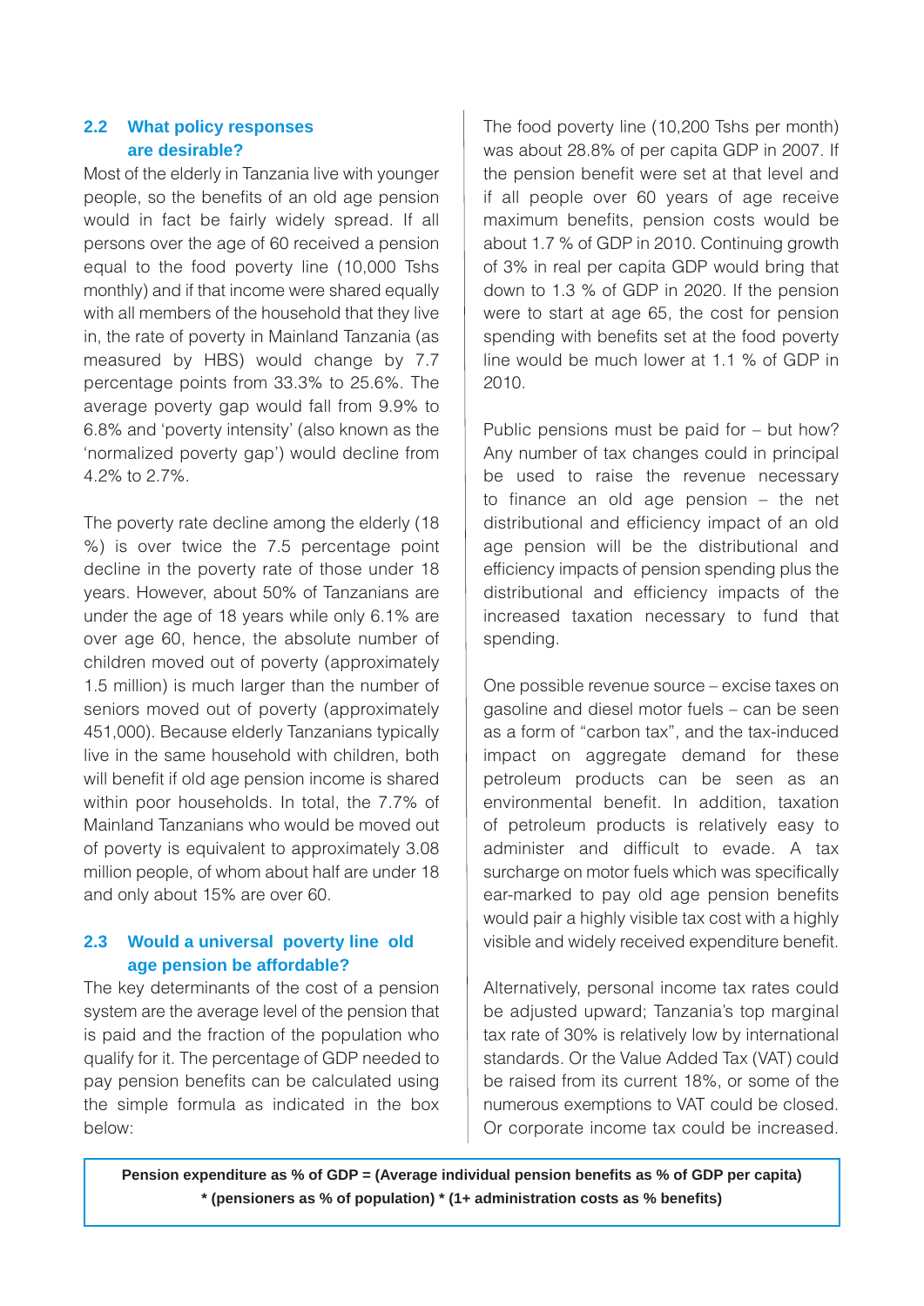## 2.2 What policy responses are desirable?

Most of the elderly in Tanzania live with younger people, so the benefits of an old age pension would in fact be fairly widely spread. If all persons over the age of 60 received a pension equal to the food poverty line (10,000 Tshs monthly) and if that income were shared equally with all members of the household that they live in, the rate of poverty in Mainland Tanzania (as measured by HBS) would change by 7.7 percentage points from 33.3% to 25.6%. The average poverty gap would fall from 9.9% to 6.8% and 'poverty intensity' (also known as the 'normalized poverty gap') would decline from 4.2% to 2.7%.

The poverty rate decline among the elderly (18 %) is over twice the 7.5 percentage point decline in the poverty rate of those under 18 years. However, about 50% of Tanzanians are under the age of 18 years while only 6.1% are over age 60, hence, the absolute number of children moved out of poverty (approximately 1.5 million) is much larger than the number of seniors moved out of poverty (approximately 451,000). Because elderly Tanzanians typically live in the same household with children, both will benefit if old age pension income is shared within poor households. In total, the 7.7% of Mainland Tanzanians who would be moved out of poverty is equivalent to approximately 3.08 million people, of whom about half are under 18 and only about 15% are over 60.

## 2.3 Would a universal poverty line old age pension be affordable?

The key determinants of the cost of a pension system are the average level of the pension that is paid and the fraction of the population who qualify for it. The percentage of GDP needed to pay pension benefits can be calculated using the simple formula as indicated in the box below:

The food poverty line (10,200 Tshs per month) was about 28.8% of per capita GDP in 2007. If the pension benefit were set at that level and if all people over 60 years of age receive maximum benefits, pension costs would be about 1.7 % of GDP in 2010. Continuing growth of 3% in real per capita GDP would bring that down to 1.3 % of GDP in 2020. If the pension were to start at age 65, the cost for pension spending with benefits set at the food poverty line would be much lower at 1.1 % of GDP in 2010.

Public pensions must be paid for – but how? Any number of tax changes could in principal be used to raise the revenue necessary to finance an old age pension – the net distributional and efficiency impact of an old age pension will be the distributional and efficiency impacts of pension spending plus the distributional and efficiency impacts of the increased taxation necessary to fund that spending.

One possible revenue source – excise taxes on gasoline and diesel motor fuels – can be seen as a form of "carbon tax", and the tax-induced impact on aggregate demand for these petroleum products can be seen as an environmental benefit. In addition, taxation of petroleum products is relatively easy to administer and difficult to evade. A tax surcharge on motor fuels which was specifically ear-marked to pay old age pension benefits would pair a highly visible tax cost with a highly visible and widely received expenditure benefit.

Alternatively, personal income tax rates could be adjusted upward; Tanzania's top marginal tax rate of 30% is relatively low by international standards. Or the Value Added Tax (VAT) could be raised from its current 18%, or some of the numerous exemptions to VAT could be closed. Or corporate income tax could be increased.

**Pension expenditure as % of GDP = (Average individual pension benefits as % of GDP per capita) * (pensioners as % of population) * (1+ administration costs as % benefits)**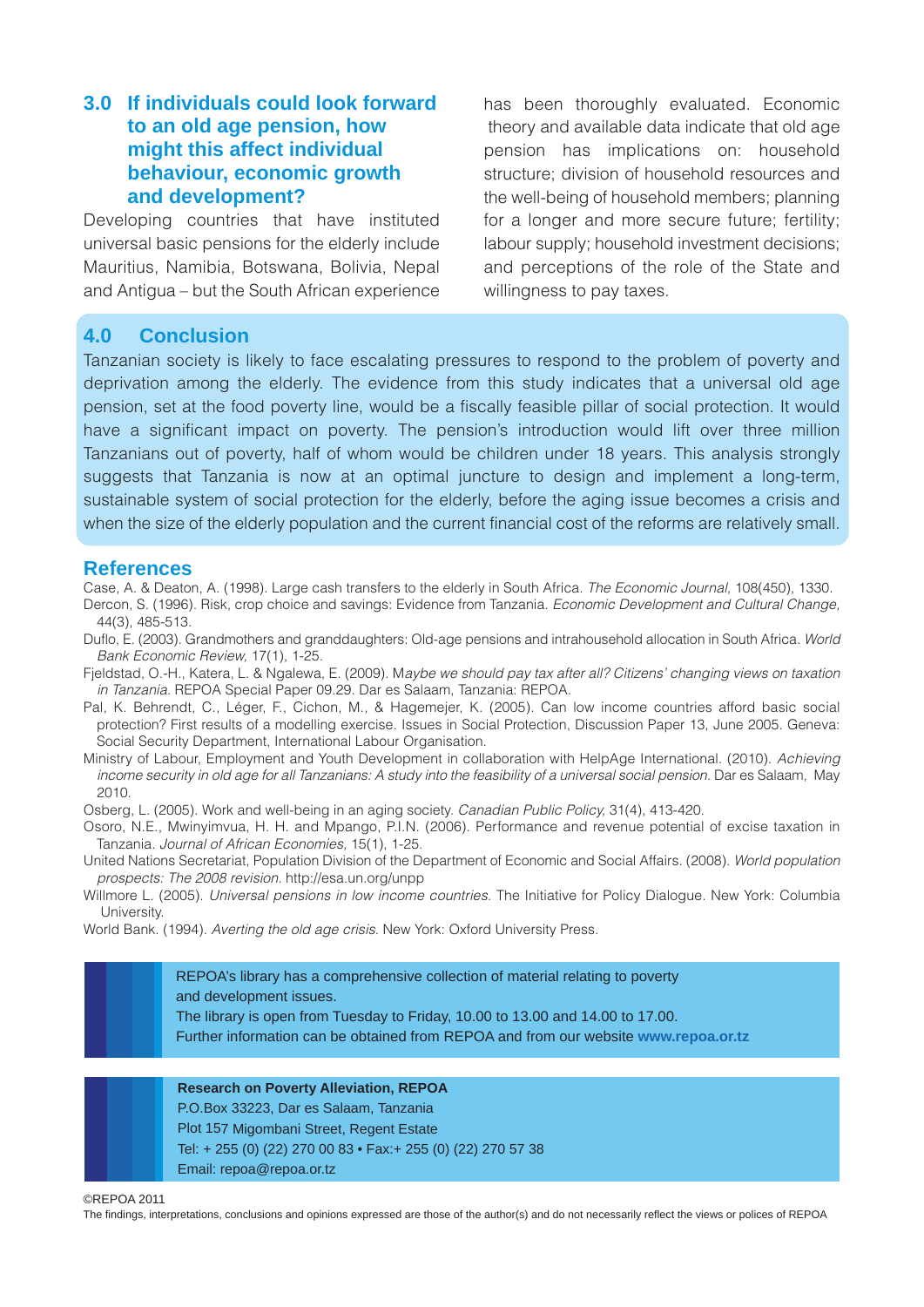## 3.0 If individuals could look forward to an old age pension, how might this affect individual behaviour, economic growth and development?

Developing countries that have instituted universal basic pensions for the elderly include Mauritius, Namibia, Botswana, Bolivia, Nepal and Antigua – but the South African experience has been thoroughly evaluated. Economic theory and available data indicate that old age pension has implications on: household structure; division of household resources and the well-being of household members; planning for a longer and more secure future; fertility; labour supply; household investment decisions; and perceptions of the role of the State and willingness to pay taxes.

## 4.0 Conclusion

Tanzanian society is likely to face escalating pressures to respond to the problem of poverty and deprivation among the elderly. The evidence from this study indicates that a universal old age pension, set at the food poverty line, would be a fiscally feasible pillar of social protection. It would have a significant impact on poverty. The pension's introduction would lift over three million Tanzanians out of poverty, half of whom would be children under 18 years. This analysis strongly suggests that Tanzania is now at an optimal juncture to design and implement a long-term, sustainable system of social protection for the elderly, before the aging issue becomes a crisis and when the size of the elderly population and the current financial cost of the reforms are relatively small.

## References

Case, A. & Deaton, A. (1998). Large cash transfers to the elderly in South Africa. *The Economic Journal,* 108(450), 1330.

Dercon, S. (1996). Risk, crop choice and savings: Evidence from Tanzania. *Economic Development and Cultural Change,* 44(3), 485-513.

Duflo, E. (2003). Grandmothers and granddaughters: Old-age pensions and intrahousehold allocation in South Africa. *World Bank Economic Review,* 17(1), 1-25.

Fjeldstad, O.-H., Katera, L. & Ngalewa, E. (2009). M*aybe we should pay tax after all? Citizens' changing views on taxation in Tanzania.* REPOA Special Paper 09.29. Dar es Salaam, Tanzania: REPOA.

Pal, K. Behrendt, C., Léger, F., Cichon, M., & Hagemejer, K. (2005). Can low income countries afford basic social protection? First results of a modelling exercise. Issues in Social Protection, Discussion Paper 13, June 2005. Geneva: Social Security Department, International Labour Organisation.

Ministry of Labour, Employment and Youth Development in collaboration with HelpAge International. (2010). *Achieving income security in old age for all Tanzanians: A study into the feasibility of a universal social pension.* Dar es Salaam, May 2010.

Osberg, L. (2005). Work and well-being in an aging society. *Canadian Public Policy,* 31(4), 413-420.

Osoro, N.E., Mwinyimvua, H. H. and Mpango, P.I.N. (2006). Performance and revenue potential of excise taxation in Tanzania. *Journal of African Economies,* 15(1), 1-25.

United Nations Secretariat, Population Division of the Department of Economic and Social Affairs. (2008). *World population prospects: The 2008 revision.* http://esa.un.org/unpp

Willmore L. (2005). *Universal pensions in low income countries.* The Initiative for Policy Dialogue. New York: Columbia University.

World Bank. (1994). *Averting the old age crisis.* New York: Oxford University Press.

REPOA's library has a comprehensive collection of material relating to poverty and development issues.
The library is open from Tuesday to Friday, 10.00 to 13.00 and 14.00 to 17.00.
Further information can be obtained from REPOA and from our website **www.repoa.or.tz**

**Research on Poverty Alleviation, REPOA**
P.O.Box 33223, Dar es Salaam, Tanzania
Plot 157 Migombani Street, Regent Estate
Tel: + 255 (0) (22) 270 00 83 • Fax:+ 255 (0) (22) 270 57 38
Email: repoa@repoa.or.tz

©REPOA 2011
The findings, interpretations, conclusions and opinions expressed are those of the author(s) and do not necessarily reflect the views or polices of REPOA